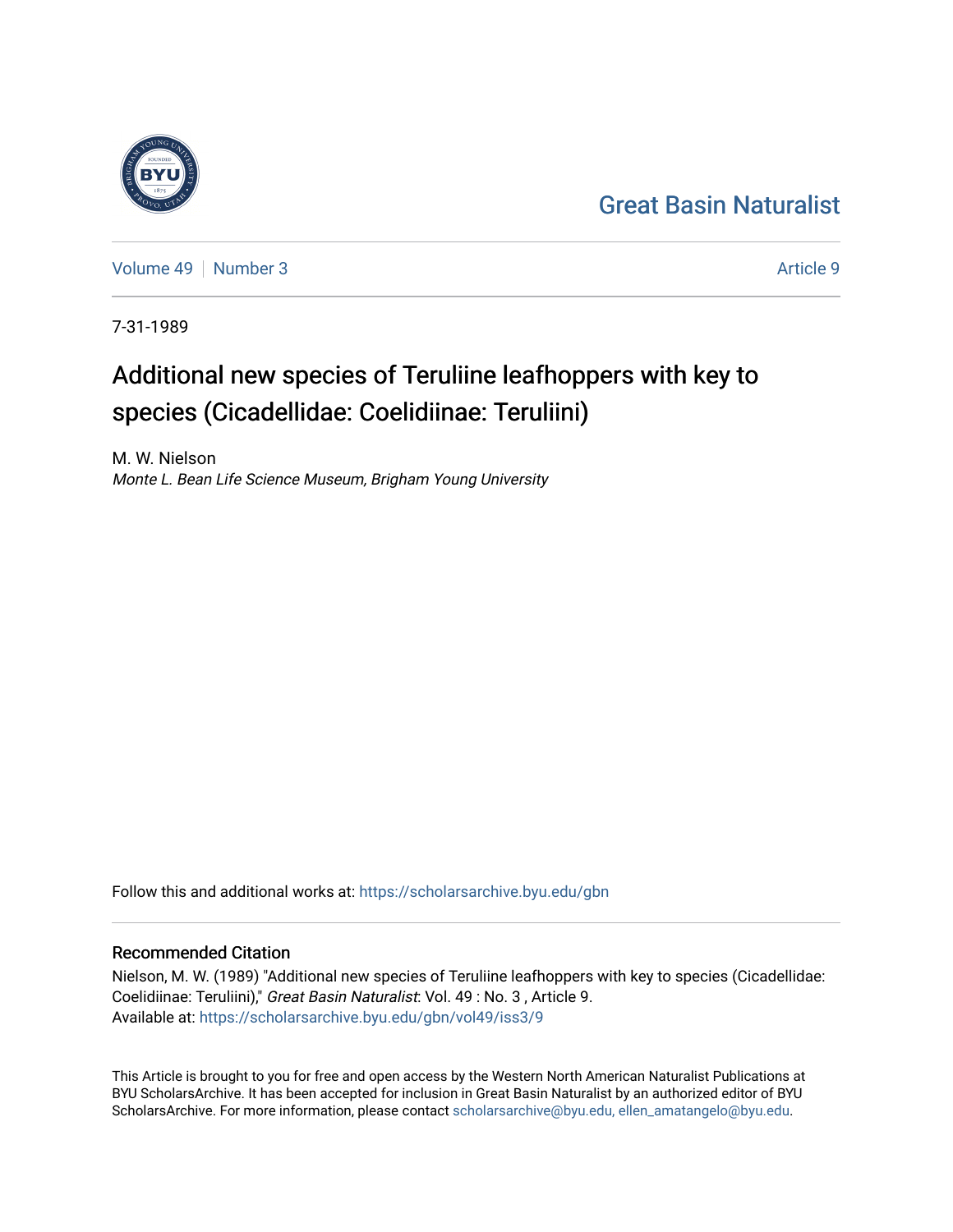Great Basin Naturalist

Volume 49 | Number 3 | Article 9

7-31-1989

# Additional new species of Teruliine leafhoppers with key to species (Cicadellidae: Coelidiinae: Teruliini)

M. W. Nielson
*Monte L. Bean Life Science Museum, Brigham Young University*

Follow this and additional works at: https://scholarsarchive.byu.edu/gbn

## Recommended Citation

Nielson, M. W. (1989) "Additional new species of Teruliine leafhoppers with key to species (Cicadellidae: Coelidiinae: Teruliini)," *Great Basin Naturalist*: Vol. 49 : No. 3 , Article 9.
Available at: https://scholarsarchive.byu.edu/gbn/vol49/iss3/9

This Article is brought to you for free and open access by the Western North American Naturalist Publications at BYU ScholarsArchive. It has been accepted for inclusion in Great Basin Naturalist by an authorized editor of BYU ScholarsArchive. For more information, please contact scholarsarchive@byu.edu, ellen_amatangelo@byu.edu.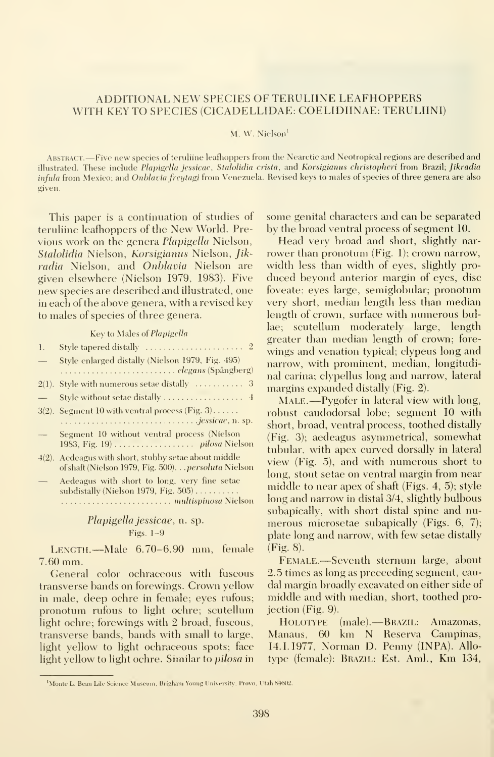# ADDITIONAL NEW SPECIES OF TERULIINE LEAFHOPPERS WITH KEY TO SPECIES (CICADELLIDAE: COELIDIINAE: TERULIINI)

M. W. Nielson[1]

Abstract.—Five new species of teruliine leafhoppers from the Nearctic and Neotropical regions are described and illustrated. These include *Plapigella jessicae*, *Stalolidia crista*, and *Korsigianus christopheri* from Brazil; *Jikradia infula* from Mexico; and *Onblavia freytagi* from Venezuela. Revised keys to males of species of three genera are also given.

This paper is a continuation of studies of teruliine leafhoppers of the New World. Previous work on the genera *Plapigella* Nielson, *Stalolidia* Nielson, *Korsigianus* Nielson, *Jikradia* Nielson, and *Onblavia* Nielson are given elsewhere (Nielson 1979, 1983). Five new species are described and illustrated, one in each of the above genera, with a revised key to males of species of three genera.

### Key to Males of *Plapigella*

1. Style tapered distally ..................... 2
— Style enlarged distally (Nielson 1979, Fig. 495) ..................... *elegans* (Spångberg)
2(1). Style with numerous setae distally ..................... 3
— Style without setae distally ..................... 4
3(2). Segment 10 with ventral process (Fig. 3) ..................... *jessicae*, n. sp.
— Segment 10 without ventral process (Nielson 1983, Fig. 19) ..................... *pilosa* Nielson
4(2). Aedeagus with short, stubby setae about middle of shaft (Nielson 1979, Fig. 500) ... *persoluta* Nielson
— Aedeagus with short to long, very fine setae subdistally (Nielson 1979, Fig. 505) ..................... *multispinosa* Nielson

## *Plapigella jessicae*, n. sp.

Figs. 1–9

Length.—Male 6.70–6.90 mm, female 7.60 mm.

General color ochraceous with fuscous transverse bands on forewings. Crown yellow in male, deep ochre in female; eyes rufous; pronotum rufous to light ochre; scutellum light ochre; forewings with 2 broad, fuscous, transverse bands, bands with small to large, light yellow to light ochraceous spots; face light yellow to light ochre. Similar to *pilosa* in some genital characters and can be separated by the broad ventral process of segment 10.

Head very broad and short, slightly narrower than pronotum (Fig. 1); crown narrow, width less than width of eyes, slightly produced beyond anterior margin of eyes, disc foveate; eyes large, semiglobular; pronotum very short, median length less than median length of crown, surface with numerous bullae; scutellum moderately large, length greater than median length of crown; forewings and venation typical; clypeus long and narrow, with prominent, median, longitudinal carina; clypellus long and narrow, lateral margins expanded distally (Fig. 2).

Male.—Pygofer in lateral view with long, robust caudodorsal lobe; segment 10 with short, broad, ventral process, toothed distally (Fig. 3); aedeagus asymmetrical, somewhat tubular, with apex curved dorsally in lateral view (Fig. 5), and with numerous short to long, stout setae on ventral margin from near middle to near apex of shaft (Figs. 4, 5); style long and narrow in distal 3/4, slightly bulbous subapically, with short distal spine and numerous microsetae subapically (Figs. 6, 7); plate long and narrow, with few setae distally (Fig. 8).

Female.—Seventh sternum large, about 2.5 times as long as preceeding segment, caudal margin broadly excavated on either side of middle and with median, short, toothed projection (Fig. 9).

Holotype (male).—Brazil: Amazonas, Manaus, 60 km N Reserva Campinas, 14.I.1977, Norman D. Penny (INPA). Allotype (female): Brazil: Est. Aml., Km 134,

[1]Monte L. Bean Life Science Museum, Brigham Young University, Provo, Utah 84602.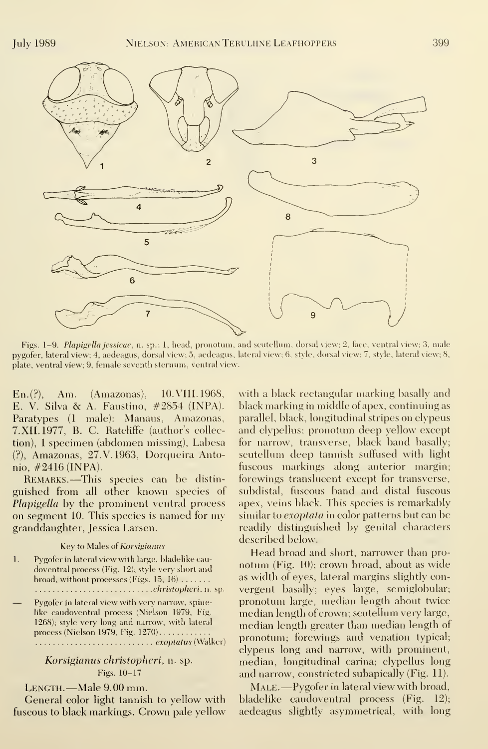Figs. 1–9. *Plapigella jessicae*, n. sp.: 1, head, pronotum, and scutellum, dorsal view; 2, face, ventral view; 3, male pygofer, lateral view; 4, aedeagus, dorsal view; 5, aedeagus, lateral view; 6, style, dorsal view; 7, style, lateral view; 8, plate, ventral view; 9, female seventh sternum, ventral view.

En.(?), Am. (Amazonas), 10.VIII.1968, E. V. Silva & A. Faustino, #2854 (INPA). Paratypes (1 male): Manaus, Amazonas, 7.XII.1977, B. C. Ratcliffe (author's collection), 1 specimen (abdomen missing), Labesa (?), Amazonas, 27.V.1963, Dorqueira Antonio, #2416 (INPA).

REMARKS.—This species can be distinguished from all other known species of *Plapigella* by the prominent ventral process on segment 10. This species is named for my granddaughter, Jessica Larsen.

Key to Males of *Korsigianus*

1. Pygofer in lateral view with large, bladelike caudoventral process (Fig. 12); style very short and broad, without processes (Figs. 15, 16) ....... ........................... *christopheri*, n. sp.
— Pygofer in lateral view with very narrow, spinelike caudoventral process (Nielson 1979, Fig. 1268); style very long and narrow, with lateral process (Nielson 1979, Fig. 1270)............ ........................... *exoptatus* (Walker)

## *Korsigianus christopheri*, n. sp.

Figs. 10–17

LENGTH.—Male 9.00 mm.

General color light tannish to yellow with fuscous to black markings. Crown pale yellow with a black rectangular marking basally and black marking in middle of apex, continuing as parallel, black, longitudinal stripes on clypeus and clypellus; pronotum deep yellow except for narrow, transverse, black band basally; scutellum deep tannish suffused with light fuscous markings along anterior margin; forewings translucent except for transverse, subdistal, fuscous band and distal fuscous apex, veins black. This species is remarkably similar to *exoptata* in color patterns but can be readily distinguished by genital characters described below.

Head broad and short, narrower than pronotum (Fig. 10); crown broad, about as wide as width of eyes, lateral margins slightly convergent basally; eyes large, semiglobular; pronotum large, median length about twice median length of crown; scutellum very large, median length greater than median length of pronotum; forewings and venation typical; clypeus long and narrow, with prominent, median, longitudinal carina; clypellus long and narrow, constricted subapically (Fig. 11).

MALE.—Pygofer in lateral view with broad, bladelike caudoventral process (Fig. 12); aedeagus slightly asymmetrical, with long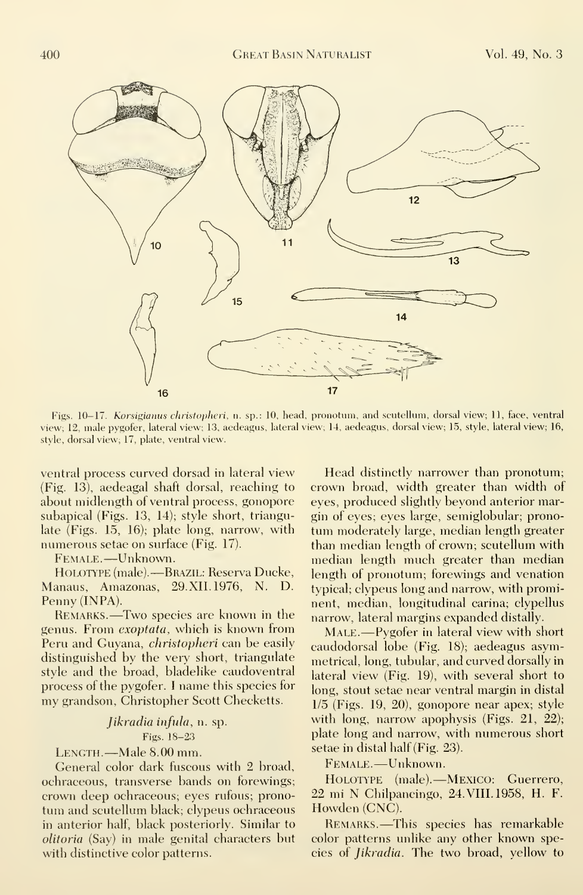Figs. 10–17. *Korsigianus christopheri*, n. sp.: 10, head, pronotum, and scutellum, dorsal view; 11, face, ventral view; 12, male pygofer, lateral view; 13, aedeagus, lateral view; 14, aedeagus, dorsal view; 15, style, lateral view; 16, style, dorsal view; 17, plate, ventral view.

ventral process curved dorsad in lateral view (Fig. 13), aedeagal shaft dorsal, reaching to about midlength of ventral process, gonopore subapical (Figs. 13, 14); style short, triangulate (Figs. 15, 16); plate long, narrow, with numerous setae on surface (Fig. 17).

Female.—Unknown.

Holotype (male).—Brazil: Reserva Ducke, Manaus, Amazonas, 29.XII.1976, N. D. Penny (INPA).

Remarks.—Two species are known in the genus. From *exoptata*, which is known from Peru and Guyana, *christopheri* can be easily distinguished by the very short, triangulate style and the broad, bladelike caudoventral process of the pygofer. I name this species for my grandson, Christopher Scott Checketts.

### *Jikradia infula*, n. sp.

Figs. 18–23

Length.—Male 8.00 mm.

General color dark fuscous with 2 broad, ochraceous, transverse bands on forewings; crown deep ochraceous; eyes rufous; pronotum and scutellum black; clypeus ochraceous in anterior half, black posteriorly. Similar to *olitoria* (Say) in male genital characters but with distinctive color patterns.

Head distinctly narrower than pronotum; crown broad, width greater than width of eyes, produced slightly beyond anterior margin of eyes; eyes large, semiglobular; pronotum moderately large, median length greater than median length of crown; scutellum with median length much greater than median length of pronotum; forewings and venation typical; clypeus long and narrow, with prominent, median, longitudinal carina; clypellus narrow, lateral margins expanded distally.

Male.—Pygofer in lateral view with short caudodorsal lobe (Fig. 18); aedeagus asymmetrical, long, tubular, and curved dorsally in lateral view (Fig. 19), with several short to long, stout setae near ventral margin in distal 1/5 (Figs. 19, 20), gonopore near apex; style with long, narrow apophysis (Figs. 21, 22); plate long and narrow, with numerous short setae in distal half (Fig. 23).

Female.—Unknown.

Holotype (male).—Mexico: Guerrero, 22 mi N Chilpancingo, 24.VIII.1958, H. F. Howden (CNC).

Remarks.—This species has remarkable color patterns unlike any other known species of *Jikradia*. The two broad, yellow to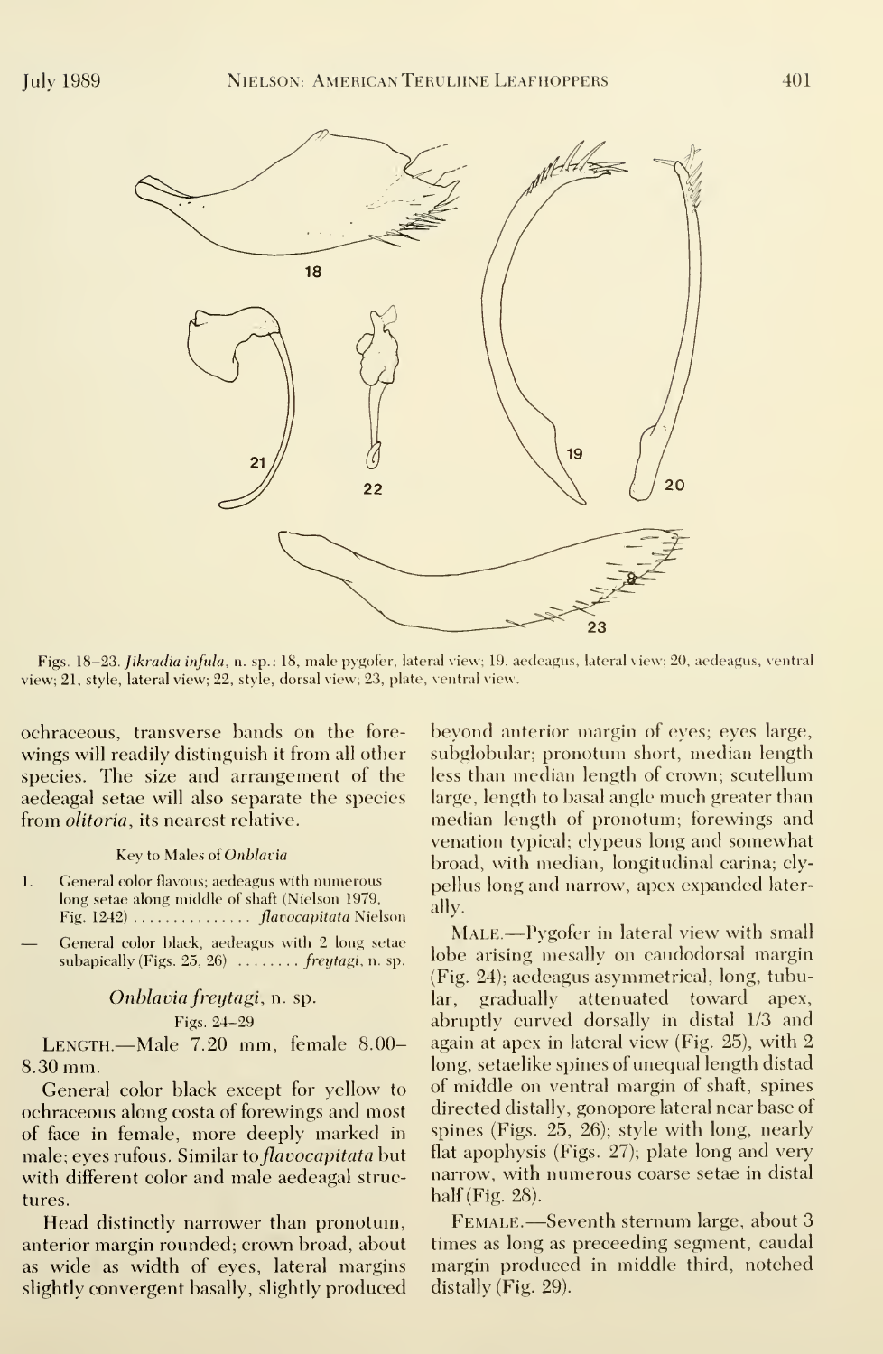Figs. 18–23. *Jikradia infula*, n. sp.: 18, male pygofer, lateral view; 19, aedeagus, lateral view; 20, aedeagus, ventral view; 21, style, lateral view; 22, style, dorsal view; 23, plate, ventral view.

ochraceous, transverse bands on the forewings will readily distinguish it from all other species. The size and arrangement of the aedeagal setae will also separate the species from *olitoria*, its nearest relative.

Key to Males of *Onblavia*

1. General color flavous; aedeagus with numerous long setae along middle of shaft (Nielson 1979, Fig. 1242) ............... *flavocapitata* Nielson
— General color black, aedeagus with 2 long setae subapically (Figs. 25, 26) ........ *freytagi*, n. sp.

### *Onblavia freytagi*, n. sp.

Figs. 24–29

LENGTH.—Male 7.20 mm, female 8.00–8.30 mm.

General color black except for yellow to ochraceous along costa of forewings and most of face in female, more deeply marked in male; eyes rufous. Similar to *flavocapitata* but with different color and male aedeagal structures.

Head distinctly narrower than pronotum, anterior margin rounded; crown broad, about as wide as width of eyes, lateral margins slightly convergent basally, slightly produced beyond anterior margin of eyes; eyes large, subglobular; pronotum short, median length less than median length of crown; scutellum large, length to basal angle much greater than median length of pronotum; forewings and venation typical; clypeus long and somewhat broad, with median, longitudinal carina; clypellus long and narrow, apex expanded laterally.

MALE.—Pygofer in lateral view with small lobe arising mesally on caudodorsal margin (Fig. 24); aedeagus asymmetrical, long, tubular, gradually attenuated toward apex, abruptly curved dorsally in distal 1/3 and again at apex in lateral view (Fig. 25), with 2 long, setaelike spines of unequal length distad of middle on ventral margin of shaft, spines directed distally, gonopore lateral near base of spines (Figs. 25, 26); style with long, nearly flat apophysis (Figs. 27); plate long and very narrow, with numerous coarse setae in distal half (Fig. 28).

FEMALE.—Seventh sternum large, about 3 times as long as preceeding segment, caudal margin produced in middle third, notched distally (Fig. 29).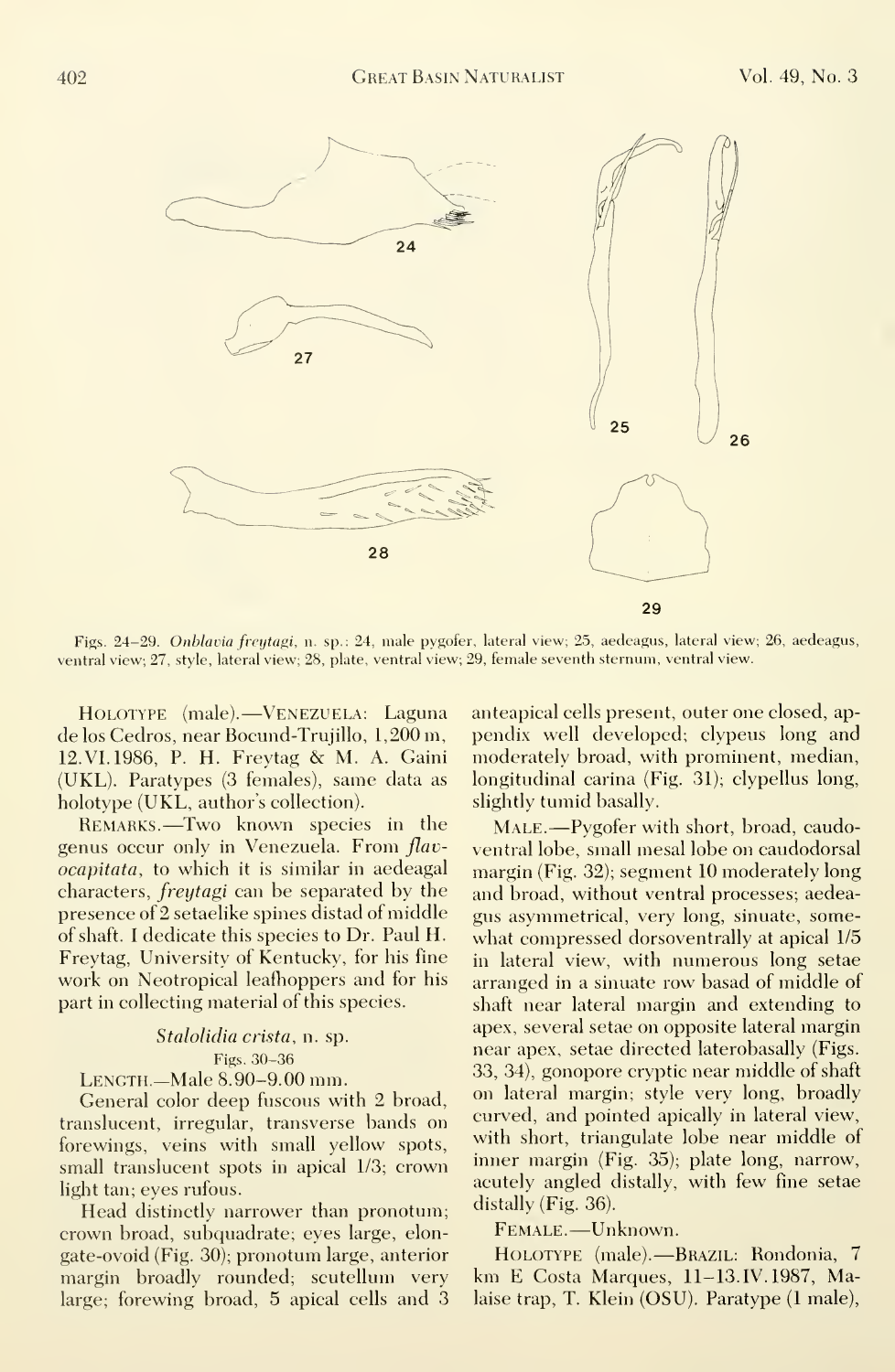Figs. 24–29. *Onblavia freytagi*, n. sp.: 24, male pygofer, lateral view; 25, aedeagus, lateral view; 26, aedeagus, ventral view; 27, style, lateral view; 28, plate, ventral view; 29, female seventh sternum, ventral view.

HOLOTYPE (male).—VENEZUELA: Laguna de los Cedros, near Bocund-Trujillo, 1,200 m, 12.VI.1986, P. H. Freytag & M. A. Gaini (UKL). Paratypes (3 females), same data as holotype (UKL, author's collection).

REMARKS.—Two known species in the genus occur only in Venezuela. From *flavocapitata*, to which it is similar in aedeagal characters, *freytagi* can be separated by the presence of 2 setaelike spines distad of middle of shaft. I dedicate this species to Dr. Paul H. Freytag, University of Kentucky, for his fine work on Neotropical leafhoppers and for his part in collecting material of this species.

### *Stalolidia crista*, n. sp.

Figs. 30–36

LENGTH.—Male 8.90–9.00 mm.

General color deep fuscous with 2 broad, translucent, irregular, transverse bands on forewings, veins with small yellow spots, small translucent spots in apical 1/3; crown light tan; eyes rufous.

Head distinctly narrower than pronotum; crown broad, subquadrate; eyes large, elongate-ovoid (Fig. 30); pronotum large, anterior margin broadly rounded; scutellum very large; forewing broad, 5 apical cells and 3 anteapical cells present, outer one closed, appendix well developed; clypeus long and moderately broad, with prominent, median, longitudinal carina (Fig. 31); clypellus long, slightly tumid basally.

MALE.—Pygofer with short, broad, caudoventral lobe, small mesal lobe on caudodorsal margin (Fig. 32); segment 10 moderately long and broad, without ventral processes; aedeagus asymmetrical, very long, sinuate, somewhat compressed dorsoventrally at apical 1/5 in lateral view, with numerous long setae arranged in a sinuate row basad of middle of shaft near lateral margin and extending to apex, several setae on opposite lateral margin near apex, setae directed laterobasally (Figs. 33, 34), gonopore cryptic near middle of shaft on lateral margin; style very long, broadly curved, and pointed apically in lateral view, with short, triangulate lobe near middle of inner margin (Fig. 35); plate long, narrow, acutely angled distally, with few fine setae distally (Fig. 36).

FEMALE.—Unknown.

HOLOTYPE (male).—BRAZIL: Rondonia, 7 km E Costa Marques, 11–13.IV.1987, Malaise trap, T. Klein (OSU). Paratype (1 male),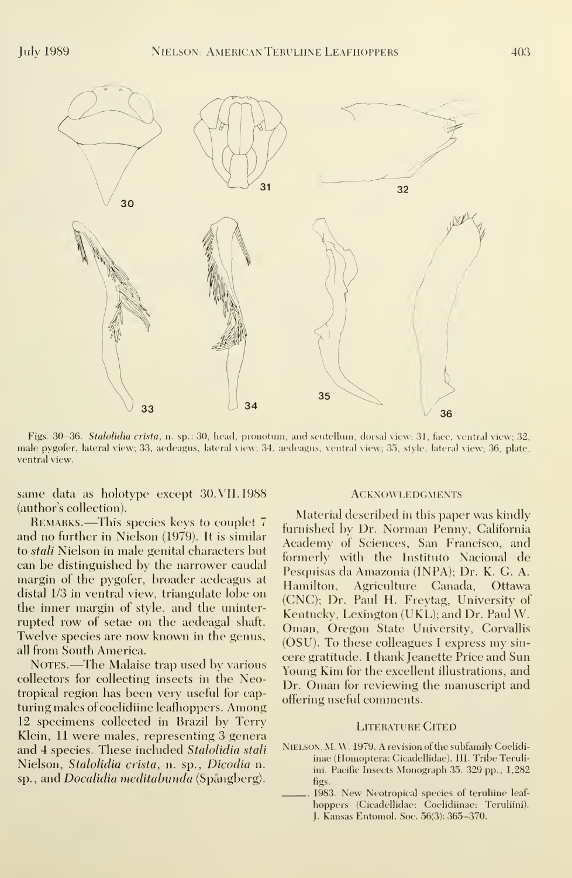30

31

32

33

34

35

36

Figs. 30–36. *Stalolidia crista*, n. sp.: 30, head, pronotum, and scutellum, dorsal view; 31, face, ventral view; 32, male pygofer, lateral view; 33, aedeagus, lateral view; 34, aedeagus, ventral view; 35, style, lateral view; 36, plate, ventral view.

same data as holotype except 30.VII.1988 (author's collection).

Remarks.—This species keys to couplet 7 and no further in Nielson (1979). It is similar to *stali* Nielson in male genital characters but can be distinguished by the narrower caudal margin of the pygofer, broader aedeagus at distal 1/3 in ventral view, triangulate lobe on the inner margin of style, and the uninterrupted row of setae on the aedeagal shaft. Twelve species are now known in the genus, all from South America.

Notes.—The Malaise trap used by various collectors for collecting insects in the Neotropical region has been very useful for capturing males of coelidiine leafhoppers. Among 12 specimens collected in Brazil by Terry Klein, 11 were males, representing 3 genera and 4 species. These included *Stalolidia stali* Nielson, *Stalolidia crista*, n. sp., *Dicodia* n. sp., and *Docalidia meditabunda* (Spångberg).

## Acknowledgments

Material described in this paper was kindly furnished by Dr. Norman Penny, California Academy of Sciences, San Francisco, and formerly with the Instituto Nacional de Pesquisas da Amazonia (INPA); Dr. K. G. A. Hamilton, Agriculture Canada, Ottawa (CNC); Dr. Paul H. Freytag, University of Kentucky, Lexington (UKL); and Dr. Paul W. Oman, Oregon State University, Corvallis (OSU). To these colleagues I express my sincere gratitude. I thank Jeanette Price and Sun Young Kim for the excellent illustrations, and Dr. Oman for reviewing the manuscript and offering useful comments.

## Literature Cited

Nielson, M. W. 1979. A revision of the subfamily Coelidiinae (Homoptera: Cicadellidae). III. Tribe Teruliini. Pacific Insects Monograph 35. 329 pp., 1,282 figs.

\_\_\_\_\_. 1983. New Neotropical species of teruliine leafhoppers (Cicadellidae: Coelidiinae: Teruliini). J. Kansas Entomol. Soc. 56(3): 365–370.